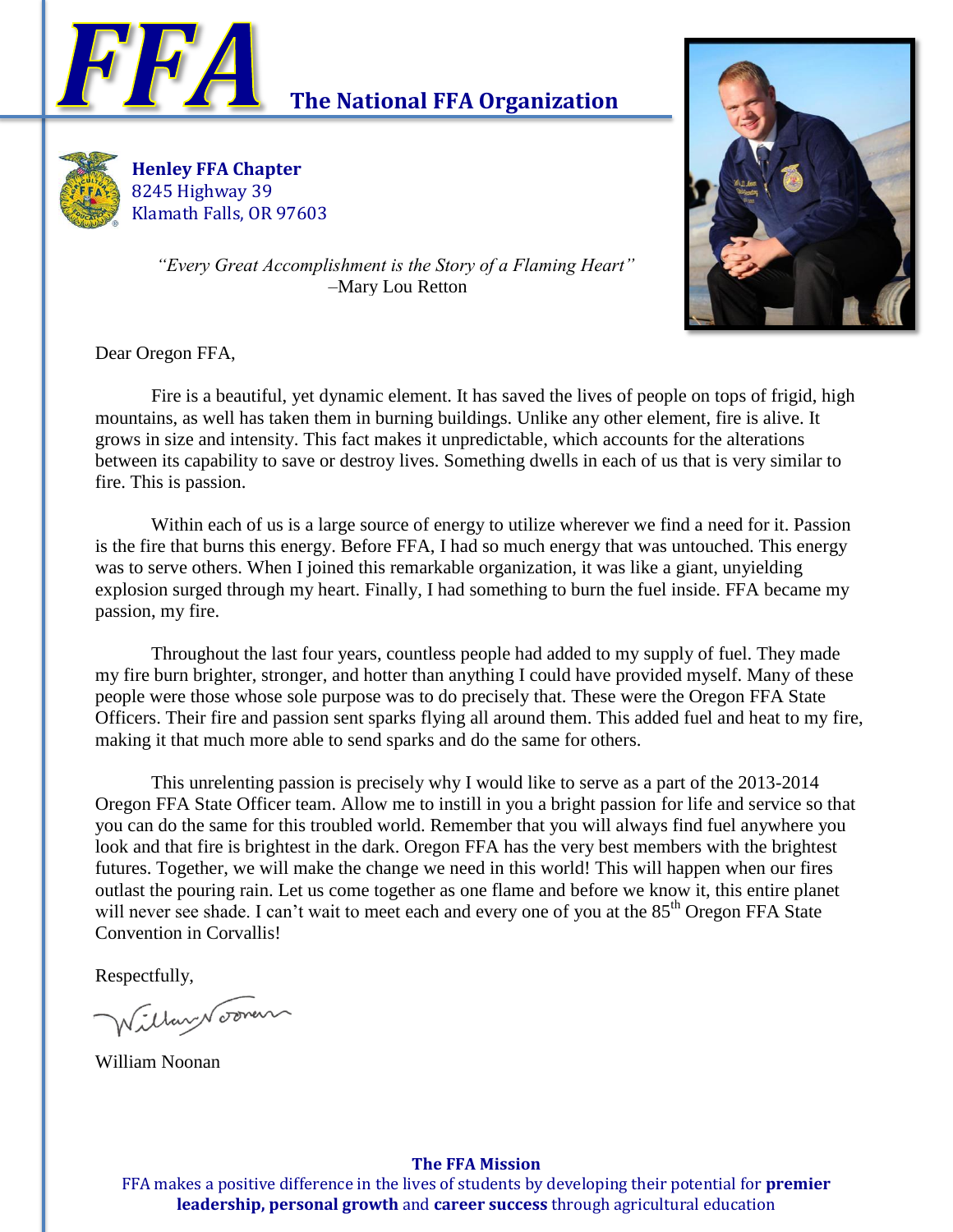# FFA The National FFA Organization

**Henley FFA Chapter**
8245 Highway 39
Klamath Falls, OR 97603

*"Every Great Accomplishment is the Story of a Flaming Heart"*
–Mary Lou Retton

Dear Oregon FFA,

Fire is a beautiful, yet dynamic element. It has saved the lives of people on tops of frigid, high mountains, as well has taken them in burning buildings. Unlike any other element, fire is alive. It grows in size and intensity. This fact makes it unpredictable, which accounts for the alterations between its capability to save or destroy lives. Something dwells in each of us that is very similar to fire. This is passion.

Within each of us is a large source of energy to utilize wherever we find a need for it. Passion is the fire that burns this energy. Before FFA, I had so much energy that was untouched. This energy was to serve others. When I joined this remarkable organization, it was like a giant, unyielding explosion surged through my heart. Finally, I had something to burn the fuel inside. FFA became my passion, my fire.

Throughout the last four years, countless people had added to my supply of fuel. They made my fire burn brighter, stronger, and hotter than anything I could have provided myself. Many of these people were those whose sole purpose was to do precisely that. These were the Oregon FFA State Officers. Their fire and passion sent sparks flying all around them. This added fuel and heat to my fire, making it that much more able to send sparks and do the same for others.

This unrelenting passion is precisely why I would like to serve as a part of the 2013-2014 Oregon FFA State Officer team. Allow me to instill in you a bright passion for life and service so that you can do the same for this troubled world. Remember that you will always find fuel anywhere you look and that fire is brightest in the dark. Oregon FFA has the very best members with the brightest futures. Together, we will make the change we need in this world! This will happen when our fires outlast the pouring rain. Let us come together as one flame and before we know it, this entire planet will never see shade. I can't wait to meet each and every one of you at the 85th Oregon FFA State Convention in Corvallis!

Respectfully,

William Noonan

**The FFA Mission**
FFA makes a positive difference in the lives of students by developing their potential for **premier leadership, personal growth** and **career success** through agricultural education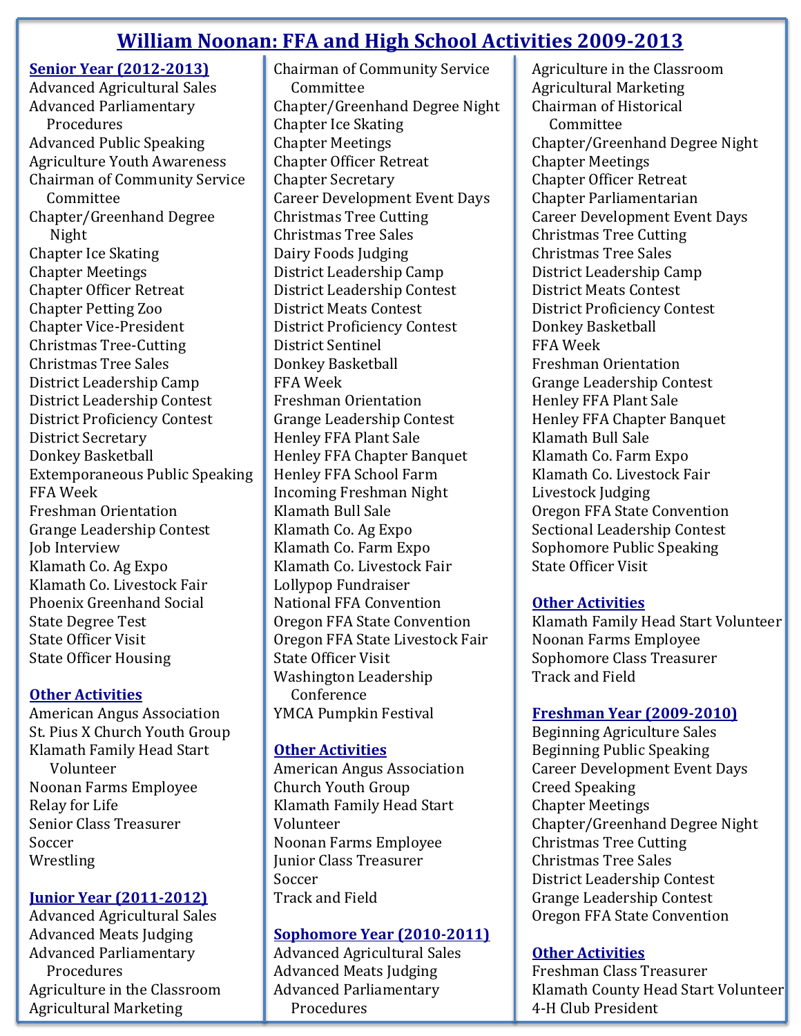# William Noonan: FFA and High School Activities 2009-2013

## Senior Year (2012-2013)

- Advanced Agricultural Sales
- Advanced Parliamentary Procedures
- Advanced Public Speaking
- Agriculture Youth Awareness
- Chairman of Community Service Committee
- Chapter/Greenhand Degree Night
- Chapter Ice Skating
- Chapter Meetings
- Chapter Officer Retreat
- Chapter Petting Zoo
- Chapter Vice-President
- Christmas Tree-Cutting
- Christmas Tree Sales
- District Leadership Camp
- District Leadership Contest
- District Proficiency Contest
- District Secretary
- Donkey Basketball
- Extemporaneous Public Speaking
- FFA Week
- Freshman Orientation
- Grange Leadership Contest
- Job Interview
- Klamath Co. Ag Expo
- Klamath Co. Livestock Fair
- Phoenix Greenhand Social
- State Degree Test
- State Officer Visit
- State Officer Housing

### Other Activities

- American Angus Association
- St. Pius X Church Youth Group
- Klamath Family Head Start Volunteer
- Noonan Farms Employee
- Relay for Life
- Senior Class Treasurer
- Soccer
- Wrestling

## Junior Year (2011-2012)

- Advanced Agricultural Sales
- Advanced Meats Judging
- Advanced Parliamentary Procedures
- Agriculture in the Classroom
- Agricultural Marketing
- Chairman of Community Service Committee
- Chapter/Greenhand Degree Night
- Chapter Ice Skating
- Chapter Meetings
- Chapter Officer Retreat
- Chapter Secretary
- Career Development Event Days
- Christmas Tree Cutting
- Christmas Tree Sales
- Dairy Foods Judging
- District Leadership Camp
- District Leadership Contest
- District Meats Contest
- District Proficiency Contest
- District Sentinel
- Donkey Basketball
- FFA Week
- Freshman Orientation
- Grange Leadership Contest
- Henley FFA Plant Sale
- Henley FFA Chapter Banquet
- Henley FFA School Farm
- Incoming Freshman Night
- Klamath Bull Sale
- Klamath Co. Ag Expo
- Klamath Co. Farm Expo
- Klamath Co. Livestock Fair
- Lollypop Fundraiser
- National FFA Convention
- Oregon FFA State Convention
- Oregon FFA State Livestock Fair
- State Officer Visit
- Washington Leadership Conference
- YMCA Pumpkin Festival

### Other Activities

- American Angus Association
- Church Youth Group
- Klamath Family Head Start Volunteer
- Noonan Farms Employee
- Junior Class Treasurer
- Soccer
- Track and Field

## Sophomore Year (2010-2011)

- Advanced Agricultural Sales
- Advanced Meats Judging
- Advanced Parliamentary Procedures
- Agriculture in the Classroom
- Agricultural Marketing
- Chairman of Historical Committee
- Chapter/Greenhand Degree Night
- Chapter Meetings
- Chapter Officer Retreat
- Chapter Parliamentarian
- Career Development Event Days
- Christmas Tree Cutting
- Christmas Tree Sales
- District Leadership Camp
- District Meats Contest
- District Proficiency Contest
- Donkey Basketball
- FFA Week
- Freshman Orientation
- Grange Leadership Contest
- Henley FFA Plant Sale
- Henley FFA Chapter Banquet
- Klamath Bull Sale
- Klamath Co. Farm Expo
- Klamath Co. Livestock Fair
- Livestock Judging
- Oregon FFA State Convention
- Sectional Leadership Contest
- Sophomore Public Speaking
- State Officer Visit

### Other Activities

- Klamath Family Head Start Volunteer
- Noonan Farms Employee
- Sophomore Class Treasurer
- Track and Field

## Freshman Year (2009-2010)

- Beginning Agriculture Sales
- Beginning Public Speaking
- Career Development Event Days
- Creed Speaking
- Chapter Meetings
- Chapter/Greenhand Degree Night
- Christmas Tree Cutting
- Christmas Tree Sales
- District Leadership Contest
- Grange Leadership Contest
- Oregon FFA State Convention

### Other Activities

- Freshman Class Treasurer
- Klamath County Head Start Volunteer
- 4-H Club President